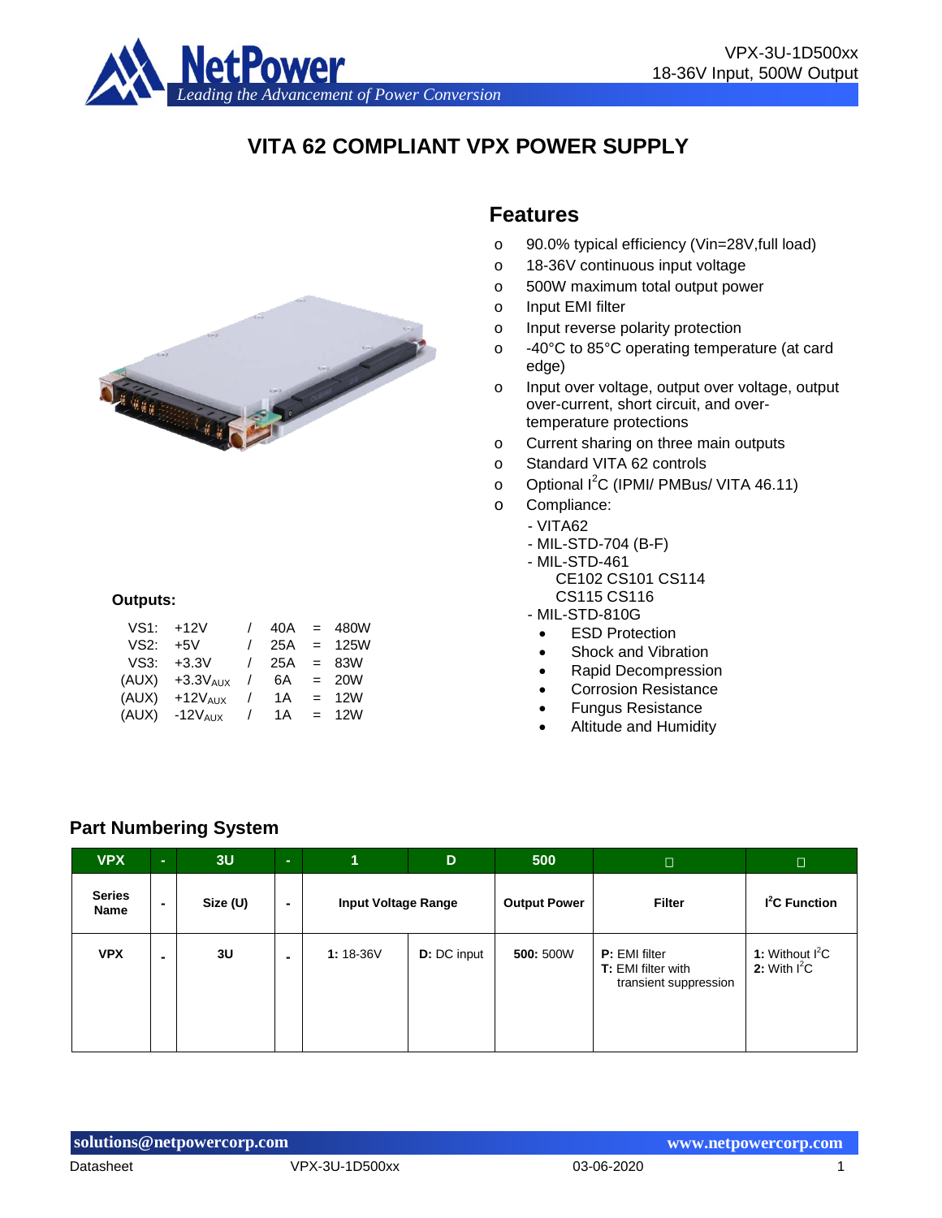VPX-3U-1D500xx
18-36V Input, 500W Output

# VITA 62 COMPLIANT VPX POWER SUPPLY

## Features

- 90.0% typical efficiency (Vin=28V,full load)
- 18-36V continuous input voltage
- 500W maximum total output power
- Input EMI filter
- Input reverse polarity protection
- -40°C to 85°C operating temperature (at card edge)
- Input over voltage, output over voltage, output over-current, short circuit, and over-temperature protections
- Current sharing on three main outputs
- Standard VITA 62 controls
- Optional I$^2$C (IPMI/ PMBus/ VITA 46.11)
- Compliance:
  - VITA62
  - MIL-STD-704 (B-F)
  - MIL-STD-461
    - CE102 CS101 CS114
    - CS115 CS116
  - MIL-STD-810G
    - ESD Protection
    - Shock and Vibration
    - Rapid Decompression
    - Corrosion Resistance
    - Fungus Resistance
    - Altitude and Humidity

**Outputs:**

| | | | | | |
|---|---|---|---|---|---|
| VS1: | +12V | / | 40A | = | 480W |
| VS2: | +5V | / | 25A | = | 125W |
| VS3: | +3.3V | / | 25A | = | 83W |
| (AUX) | +3.3$V_{AUX}$ | / | 6A | = | 20W |
| (AUX) | +12$V_{AUX}$ | / | 1A | = | 12W |
| (AUX) | -12$V_{AUX}$ | / | 1A | = | 12W |

## Part Numbering System

| VPX | - | 3U | - | 1 | D | 500 | □ | □ |
|---|---|---|---|---|---|---|---|---|
| **Series Name** | - | **Size (U)** | - | **Input Voltage Range** | | **Output Power** | **Filter** | **I$^2$C Function** |
| **VPX** | - | **3U** | - | **1:** 18-36V | **D:** DC input | **500:** 500W | **P:** EMI filter<br>**T:** EMI filter with transient suppression | **1:** Without I$^2$C<br>**2:** With I$^2$C |

solutions@netpowercorp.com www.netpowercorp.com

Datasheet VPX-3U-1D500xx 03-06-2020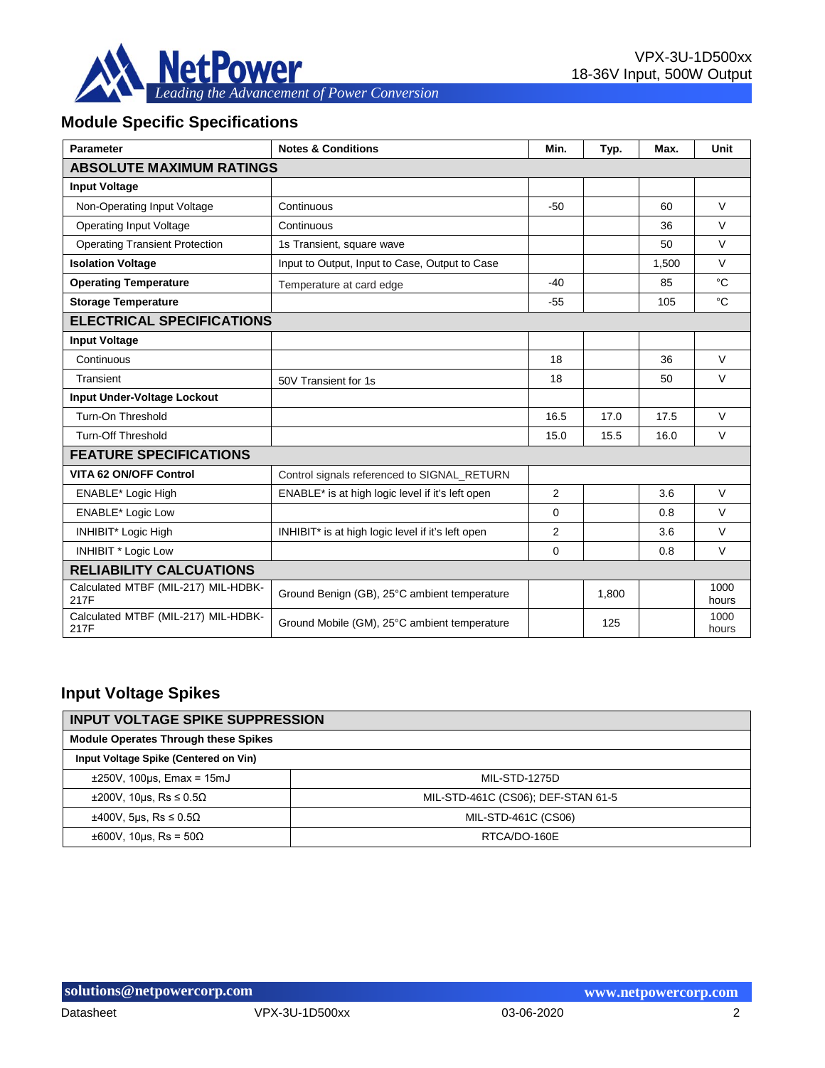## Module Specific Specifications

| Parameter | Notes & Conditions | Min. | Typ. | Max. | Unit |
|---|---|---|---|---|---|
| **ABSOLUTE MAXIMUM RATINGS** | | | | | |
| **Input Voltage** | | | | | |
| Non-Operating Input Voltage | Continuous | -50 | | 60 | V |
| Operating Input Voltage | Continuous | | | 36 | V |
| Operating Transient Protection | 1s Transient, square wave | | | 50 | V |
| **Isolation Voltage** | Input to Output, Input to Case, Output to Case | | | 1,500 | V |
| **Operating Temperature** | Temperature at card edge | -40 | | 85 | °C |
| **Storage Temperature** | | -55 | | 105 | °C |
| **ELECTRICAL SPECIFICATIONS** | | | | | |
| **Input Voltage** | | | | | |
| Continuous | | 18 | | 36 | V |
| Transient | 50V Transient for 1s | 18 | | 50 | V |
| **Input Under-Voltage Lockout** | | | | | |
| Turn-On Threshold | | 16.5 | 17.0 | 17.5 | V |
| Turn-Off Threshold | | 15.0 | 15.5 | 16.0 | V |
| **FEATURE SPECIFICATIONS** | | | | | |
| **VITA 62 ON/OFF Control** | Control signals referenced to SIGNAL_RETURN | | | | |
| ENABLE* Logic High | ENABLE* is at high logic level if it's left open | 2 | | 3.6 | V |
| ENABLE* Logic Low | | 0 | | 0.8 | V |
| INHIBIT* Logic High | INHIBIT* is at high logic level if it's left open | 2 | | 3.6 | V |
| INHIBIT * Logic Low | | 0 | | 0.8 | V |
| **RELIABILITY CALCUATIONS** | | | | | |
| Calculated MTBF (MIL-217) MIL-HDBK-217F | Ground Benign (GB), 25°C ambient temperature | | 1,800 | | 1000 hours |
| Calculated MTBF (MIL-217) MIL-HDBK-217F | Ground Mobile (GM), 25°C ambient temperature | | 125 | | 1000 hours |

## Input Voltage Spikes

| INPUT VOLTAGE SPIKE SUPPRESSION | |
|---|---|
| **Module Operates Through these Spikes** | |
| **Input Voltage Spike (Centered on Vin)** | |
| ±250V, 100µs, Emax = 15mJ | MIL-STD-1275D |
| ±200V, 10µs, Rs ≤ 0.5Ω | MIL-STD-461C (CS06); DEF-STAN 61-5 |
| ±400V, 5µs, Rs ≤ 0.5Ω | MIL-STD-461C (CS06) |
| ±600V, 10µs, Rs = 50Ω | RTCA/DO-160E |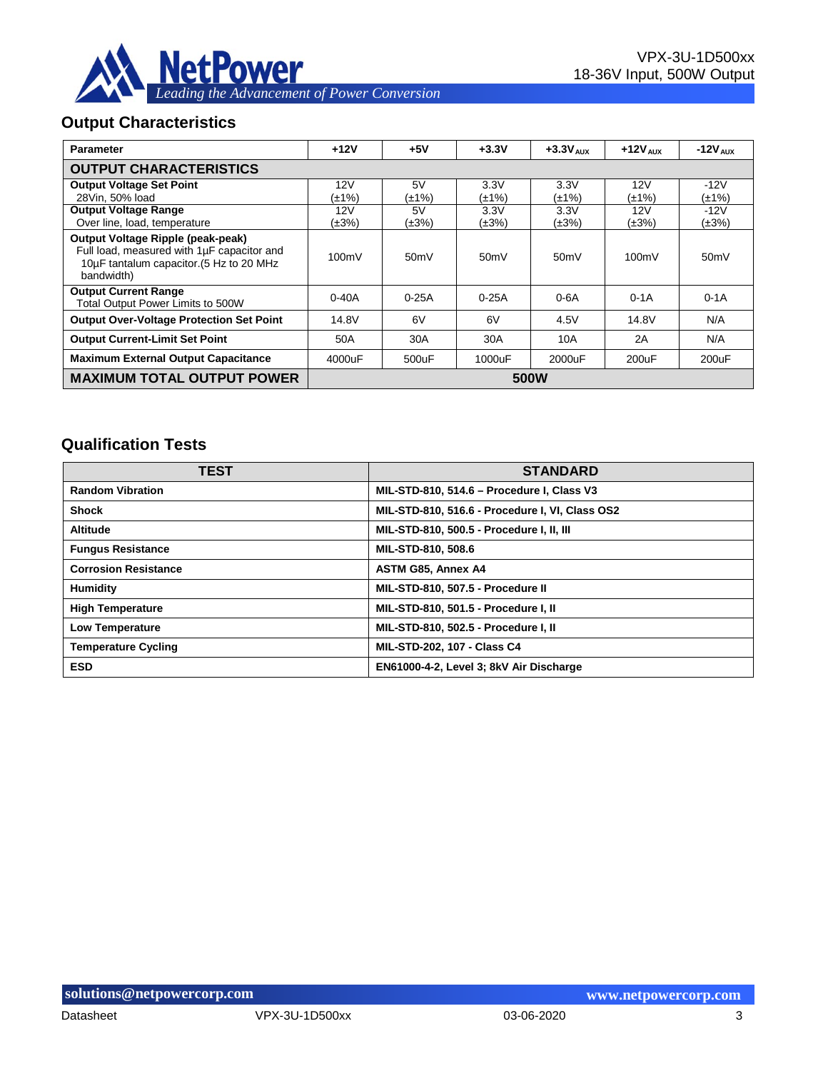## Output Characteristics

| Parameter | +12V | +5V | +3.3V | +3.3V $_{AUX}$ | +12V $_{AUX}$ | -12V $_{AUX}$ |
|---|---|---|---|---|---|---|
| **OUTPUT CHARACTERISTICS** | | | | | | |
| **Output Voltage Set Point** 28Vin, 50% load | 12V (±1%) | 5V (±1%) | 3.3V (±1%) | 3.3V (±1%) | 12V (±1%) | -12V (±1%) |
| **Output Voltage Range** Over line, load, temperature | 12V (±3%) | 5V (±3%) | 3.3V (±3%) | 3.3V (±3%) | 12V (±3%) | -12V (±3%) |
| **Output Voltage Ripple (peak-peak)** Full load, measured with 1µF capacitor and 10µF tantalum capacitor.(5 Hz to 20 MHz bandwidth) | 100mV | 50mV | 50mV | 50mV | 100mV | 50mV |
| **Output Current Range** Total Output Power Limits to 500W | 0-40A | 0-25A | 0-25A | 0-6A | 0-1A | 0-1A |
| **Output Over-Voltage Protection Set Point** | 14.8V | 6V | 6V | 4.5V | 14.8V | N/A |
| **Output Current-Limit Set Point** | 50A | 30A | 30A | 10A | 2A | N/A |
| **Maximum External Output Capacitance** | 4000uF | 500uF | 1000uF | 2000uF | 200uF | 200uF |
| **MAXIMUM TOTAL OUTPUT POWER** | **500W** | | | | | |

## Qualification Tests

| TEST | STANDARD |
|---|---|
| **Random Vibration** | **MIL-STD-810, 514.6 – Procedure I, Class V3** |
| **Shock** | **MIL-STD-810, 516.6 - Procedure I, VI, Class OS2** |
| **Altitude** | **MIL-STD-810, 500.5 - Procedure I, II, III** |
| **Fungus Resistance** | **MIL-STD-810, 508.6** |
| **Corrosion Resistance** | **ASTM G85, Annex A4** |
| **Humidity** | **MIL-STD-810, 507.5 - Procedure II** |
| **High Temperature** | **MIL-STD-810, 501.5 - Procedure I, II** |
| **Low Temperature** | **MIL-STD-810, 502.5 - Procedure I, II** |
| **Temperature Cycling** | **MIL-STD-202, 107 - Class C4** |
| **ESD** | **EN61000-4-2, Level 3; 8kV Air Discharge** |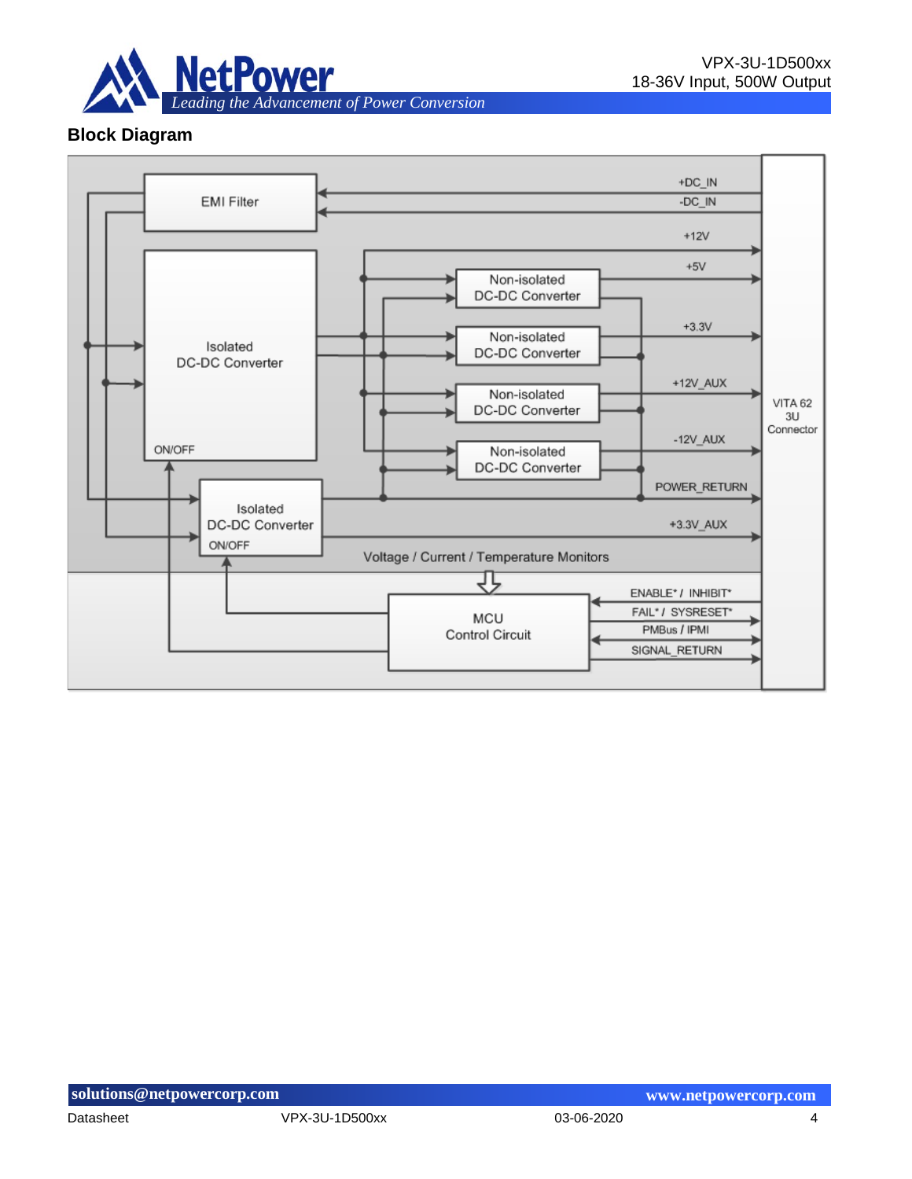## Block Diagram

EMI Filter

+DC_IN

-DC_IN

+12V

+5V

Non-isolated DC-DC Converter

+3.3V

Isolated DC-DC Converter

Non-isolated DC-DC Converter

+12V_AUX

Non-isolated DC-DC Converter

VITA 62 3U Connector

-12V_AUX

ON/OFF

Non-isolated DC-DC Converter

POWER_RETURN

Isolated DC-DC Converter

+3.3V_AUX

ON/OFF

Voltage / Current / Temperature Monitors

ENABLE* / INHIBIT*

MCU Control Circuit

FAIL* / SYSRESET*

PMBus / IPMI

SIGNAL_RETURN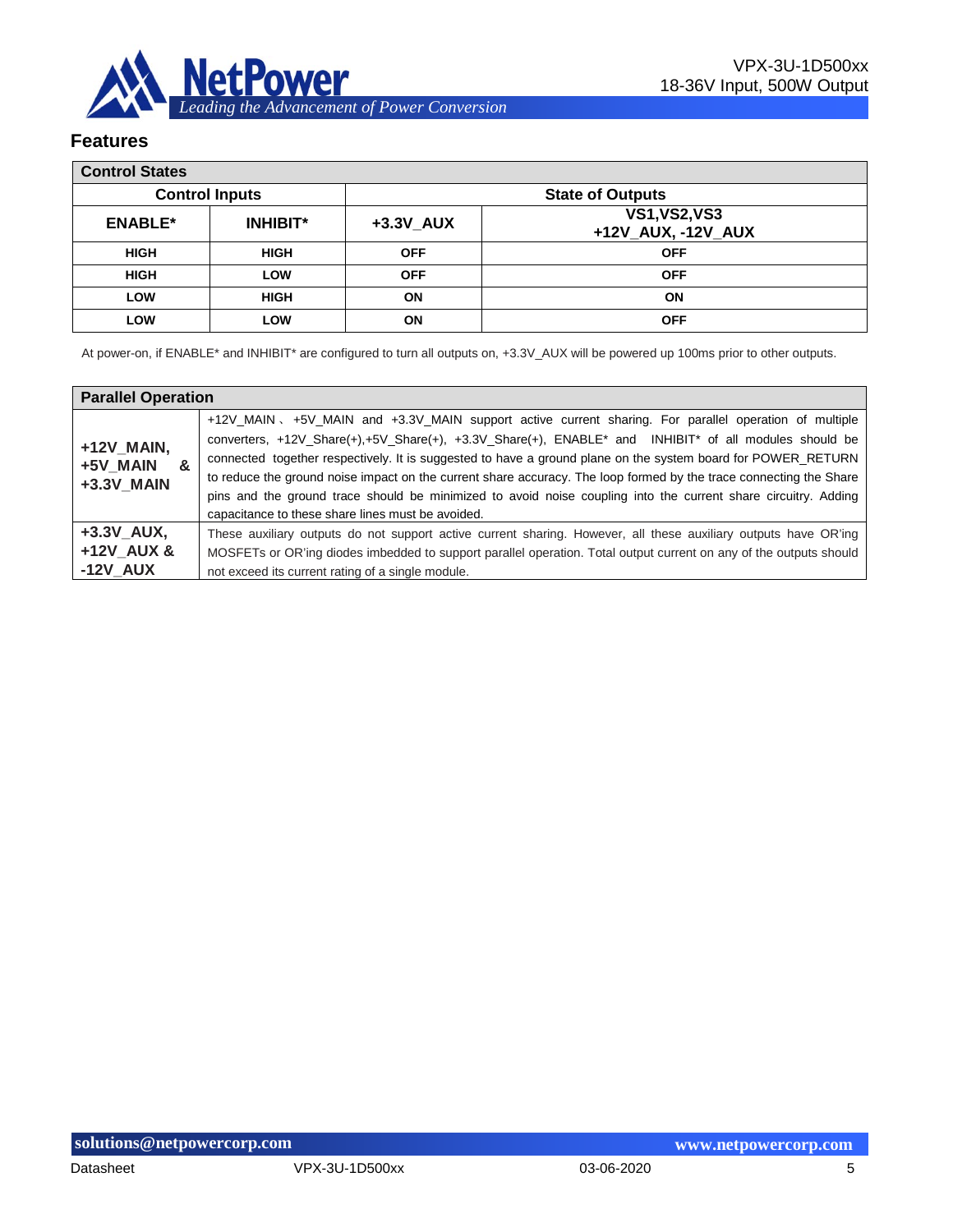## Features

| Control States | | | |
|---|---|---|---|
| **Control Inputs** | | **State of Outputs** | |
| **ENABLE*** | **INHIBIT*** | **+3.3V_AUX** | **VS1,VS2,VS3 +12V_AUX, -12V_AUX** |
| HIGH | HIGH | OFF | OFF |
| HIGH | LOW | OFF | OFF |
| LOW | HIGH | ON | ON |
| LOW | LOW | ON | OFF |

At power-on, if ENABLE* and INHIBIT* are configured to turn all outputs on, +3.3V_AUX will be powered up 100ms prior to other outputs.

| Parallel Operation | |
|---|---|
| **+12V_MAIN, +5V_MAIN & +3.3V_MAIN** | +12V_MAIN、+5V_MAIN and +3.3V_MAIN support active current sharing. For parallel operation of multiple converters, +12V_Share(+),+5V_Share(+), +3.3V_Share(+), ENABLE* and INHIBIT* of all modules should be connected together respectively. It is suggested to have a ground plane on the system board for POWER_RETURN to reduce the ground noise impact on the current share accuracy. The loop formed by the trace connecting the Share pins and the ground trace should be minimized to avoid noise coupling into the current share circuitry. Adding capacitance to these share lines must be avoided. |
| **+3.3V_AUX, +12V_AUX & -12V_AUX** | These auxiliary outputs do not support active current sharing. However, all these auxiliary outputs have OR'ing MOSFETs or OR'ing diodes imbedded to support parallel operation. Total output current on any of the outputs should not exceed its current rating of a single module. |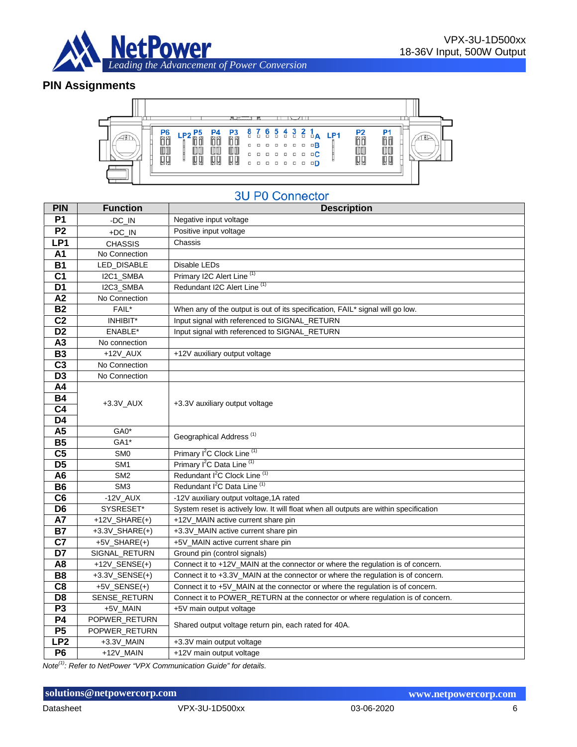## PIN Assignments

3U P0 Connector

| PIN | Function | Description |
|---|---|---|
| P1 | -DC_IN | Negative input voltage |
| P2 | +DC_IN | Positive input voltage |
| LP1 | CHASSIS | Chassis |
| A1 | No Connection | |
| B1 | LED_DISABLE | Disable LEDs |
| C1 | I2C1_SMBA | Primary I2C Alert Line (1) |
| D1 | I2C3_SMBA | Redundant I2C Alert Line (1) |
| A2 | No Connection | |
| B2 | FAIL* | When any of the output is out of its specification, FAIL* signal will go low. |
| C2 | INHIBIT* | Input signal with referenced to SIGNAL_RETURN |
| D2 | ENABLE* | Input signal with referenced to SIGNAL_RETURN |
| A3 | No connection | |
| B3 | +12V_AUX | +12V auxiliary output voltage |
| C3 | No Connection | |
| D3 | No Connection | |
| A4 | +3.3V_AUX | +3.3V auxiliary output voltage |
| B4 | | |
| C4 | | |
| D4 | | |
| A5 | GA0* | Geographical Address (1) |
| B5 | GA1* | |
| C5 | SM0 | Primary I$^2$C Clock Line (1) |
| D5 | SM1 | Primary I$^2$C Data Line (1) |
| A6 | SM2 | Redundant I$^2$C Clock Line (1) |
| B6 | SM3 | Redundant I$^2$C Data Line (1) |
| C6 | -12V_AUX | -12V auxiliary output voltage,1A rated |
| D6 | SYSRESET* | System reset is actively low. It will float when all outputs are within specification |
| A7 | +12V_SHARE(+) | +12V_MAIN active current share pin |
| B7 | +3.3V_SHARE(+) | +3.3V_MAIN active current share pin |
| C7 | +5V_SHARE(+) | +5V_MAIN active current share pin |
| D7 | SIGNAL_RETURN | Ground pin (control signals) |
| A8 | +12V_SENSE(+) | Connect it to +12V_MAIN at the connector or where the regulation is of concern. |
| B8 | +3.3V_SENSE(+) | Connect it to +3.3V_MAIN at the connector or where the regulation is of concern. |
| C8 | +5V_SENSE(+) | Connect it to +5V_MAIN at the connector or where the regulation is of concern. |
| D8 | SENSE_RETURN | Connect it to POWER_RETURN at the connector or where regulation is of concern. |
| P3 | +5V_MAIN | +5V main output voltage |
| P4 | POPWER_RETURN | Shared output voltage return pin, each rated for 40A. |
| P5 | POPWER_RETURN | |
| LP2 | +3.3V_MAIN | +3.3V main output voltage |
| P6 | +12V_MAIN | +12V main output voltage |

*Note(1): Refer to NetPower "VPX Communication Guide" for details.*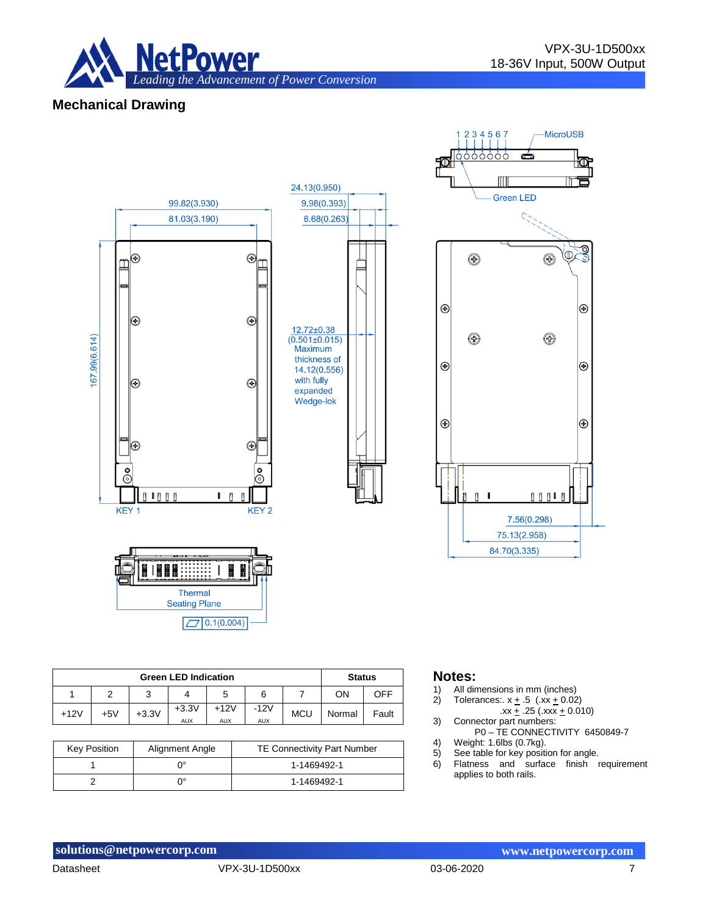## Mechanical Drawing

1 2 3 4 5 6 7

MicroUSB

Green LED

24.13(0.950)

9.98(0.393)

6.68(0.263)

99.82(3.930)

81.03(3.190)

167.99(6.614)

12.72±0.38 (0.501±0.015) Maximum thickness of 14.12(0.556) with fully expanded Wedge-lok

KEY 1

KEY 2

7.56(0.298)

75.13(2.958)

84.70(3.335)

Thermal Seating Plane

0.1(0.004)

| Green LED Indication | | | | | | | Status | |
|---|---|---|---|---|---|---|---|---|
| 1 | 2 | 3 | 4 | 5 | 6 | 7 | ON | OFF |
| +12V | +5V | +3.3V | +3.3V AUX | +12V AUX | -12V AUX | MCU | Normal | Fault |

| Key Position | Alignment Angle | TE Connectivity Part Number |
|---|---|---|
| 1 | 0° | 1-1469492-1 |
| 2 | 0° | 1-1469492-1 |

## Notes:

1) All dimensions in mm (inches)
2) Tolerances:. x ± .5 (.xx ± 0.02)
   .xx ± .25 (.xxx ± 0.010)
3) Connector part numbers:
   P0 – TE CONNECTIVITY 6450849-7
4) Weight: 1.6lbs (0.7kg).
5) See table for key position for angle.
6) Flatness and surface finish requirement applies to both rails.